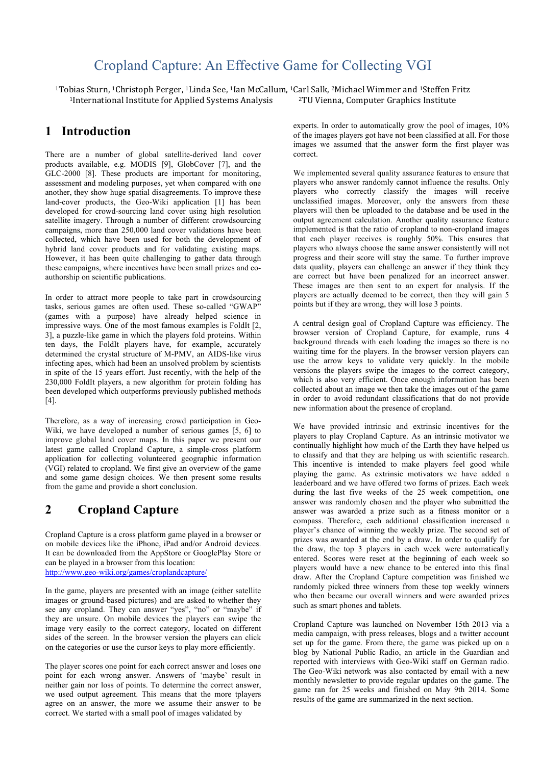# Cropland Capture: An Effective Game for Collecting VGI

[1]Tobias Sturn, [1]Christoph Perger, [1]Linda See, [1]Ian McCallum, [1]Carl Salk, [2]Michael Wimmer and [1]Steffen Fritz

[1]International Institute for Applied Systems Analysis [2]TU Vienna, Computer Graphics Institute

## 1 Introduction

There are a number of global satellite-derived land cover products available, e.g. MODIS [9], GlobCover [7], and the GLC-2000 [8]. These products are important for monitoring, assessment and modeling purposes, yet when compared with one another, they show huge spatial disagreements. To improve these land-cover products, the Geo-Wiki application [1] has been developed for crowd-sourcing land cover using high resolution satellite imagery. Through a number of different crowdsourcing campaigns, more than 250,000 land cover validations have been collected, which have been used for both the development of hybrid land cover products and for validating existing maps. However, it has been quite challenging to gather data through these campaigns, where incentives have been small prizes and co-authorship on scientific publications.

In order to attract more people to take part in crowdsourcing tasks, serious games are often used. These so-called "GWAP" (games with a purpose) have already helped science in impressive ways. One of the most famous examples is FoldIt [2, 3], a puzzle-like game in which the players fold proteins. Within ten days, the FoldIt players have, for example, accurately determined the crystal structure of M-PMV, an AIDS-like virus infecting apes, which had been an unsolved problem by scientists in spite of the 15 years effort. Just recently, with the help of the 230,000 FoldIt players, a new algorithm for protein folding has been developed which outperforms previously published methods [4].

Therefore, as a way of increasing crowd participation in Geo-Wiki, we have developed a number of serious games [5, 6] to improve global land cover maps. In this paper we present our latest game called Cropland Capture, a simple-cross platform application for collecting volunteered geographic information (VGI) related to cropland. We first give an overview of the game and some game design choices. We then present some results from the game and provide a short conclusion.

## 2 Cropland Capture

Cropland Capture is a cross platform game played in a browser or on mobile devices like the iPhone, iPad and/or Android devices. It can be downloaded from the AppStore or GooglePlay Store or can be played in a browser from this location: http://www.geo-wiki.org/games/croplandcapture/

In the game, players are presented with an image (either satellite images or ground-based pictures) and are asked to whether they see any cropland. They can answer "yes", "no" or "maybe" if they are unsure. On mobile devices the players can swipe the image very easily to the correct category, located on different sides of the screen. In the browser version the players can click on the categories or use the cursor keys to play more efficiently.

The player scores one point for each correct answer and loses one point for each wrong answer. Answers of 'maybe' result in neither gain nor loss of points. To determine the correct answer, we used output agreement. This means that the more tplayers agree on an answer, the more we assume their answer to be correct. We started with a small pool of images validated by experts. In order to automatically grow the pool of images, 10% of the images players got have not been classified at all. For those images we assumed that the answer form the first player was correct.

We implemented several quality assurance features to ensure that players who answer randomly cannot influence the results. Only players who correctly classify the images will receive unclassified images. Moreover, only the answers from these players will then be uploaded to the database and be used in the output agreement calculation. Another quality assurance feature implemented is that the ratio of cropland to non-cropland images that each player receives is roughly 50%. This ensures that players who always choose the same answer consistently will not progress and their score will stay the same. To further improve data quality, players can challenge an answer if they think they are correct but have been penalized for an incorrect answer. These images are then sent to an expert for analysis. If the players are actually deemed to be correct, then they will gain 5 points but if they are wrong, they will lose 3 points.

A central design goal of Cropland Capture was efficiency. The browser version of Cropland Capture, for example, runs 4 background threads with each loading the images so there is no waiting time for the players. In the browser version players can use the arrow keys to validate very quickly. In the mobile versions the players swipe the images to the correct category, which is also very efficient. Once enough information has been collected about an image we then take the images out of the game in order to avoid redundant classifications that do not provide new information about the presence of cropland.

We have provided intrinsic and extrinsic incentives for the players to play Cropland Capture. As an intrinsic motivator we continually highlight how much of the Earth they have helped us to classify and that they are helping us with scientific research. This incentive is intended to make players feel good while playing the game. As extrinsic motivators we have added a leaderboard and we have offered two forms of prizes. Each week during the last five weeks of the 25 week competition, one answer was randomly chosen and the player who submitted the answer was awarded a prize such as a fitness monitor or a compass. Therefore, each additional classification increased a player's chance of winning the weekly prize. The second set of prizes was awarded at the end by a draw. In order to qualify for the draw, the top 3 players in each week were automatically entered. Scores were reset at the beginning of each week so players would have a new chance to be entered into this final draw. After the Cropland Capture competition was finished we randomly picked three winners from these top weekly winners who then became our overall winners and were awarded prizes such as smart phones and tablets.

Cropland Capture was launched on November 15th 2013 via a media campaign, with press releases, blogs and a twitter account set up for the game. From there, the game was picked up on a blog by National Public Radio, an article in the Guardian and reported with interviews with Geo-Wiki staff on German radio. The Geo-Wiki network was also contacted by email with a new monthly newsletter to provide regular updates on the game. The game ran for 25 weeks and finished on May 9th 2014. Some results of the game are summarized in the next section.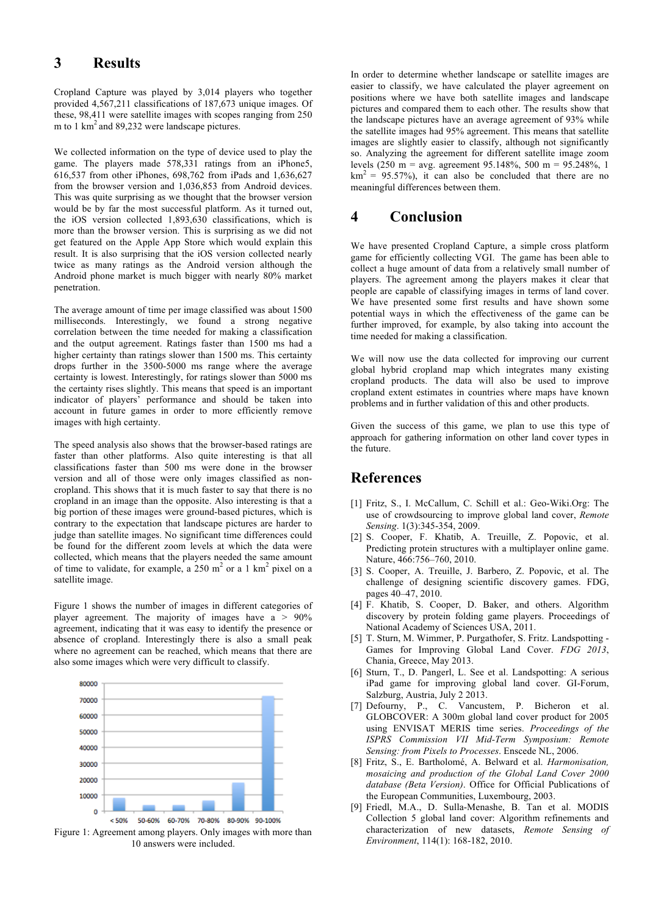# 3 Results

Cropland Capture was played by 3,014 players who together provided 4,567,211 classifications of 187,673 unique images. Of these, 98,411 were satellite images with scopes ranging from 250 m to 1 km$^2$ and 89,232 were landscape pictures.

We collected information on the type of device used to play the game. The players made 578,331 ratings from an iPhone5, 616,537 from other iPhones, 698,762 from iPads and 1,636,627 from the browser version and 1,036,853 from Android devices. This was quite surprising as we thought that the browser version would be by far the most successful platform. As it turned out, the iOS version collected 1,893,630 classifications, which is more than the browser version. This is surprising as we did not get featured on the Apple App Store which would explain this result. It is also surprising that the iOS version collected nearly twice as many ratings as the Android version although the Android phone market is much bigger with nearly 80% market penetration.

The average amount of time per image classified was about 1500 milliseconds. Interestingly, we found a strong negative correlation between the time needed for making a classification and the output agreement. Ratings faster than 1500 ms had a higher certainty than ratings slower than 1500 ms. This certainty drops further in the 3500-5000 ms range where the average certainty is lowest. Interestingly, for ratings slower than 5000 ms the certainty rises slightly. This means that speed is an important indicator of players' performance and should be taken into account in future games in order to more efficiently remove images with high certainty.

The speed analysis also shows that the browser-based ratings are faster than other platforms. Also quite interesting is that all classifications faster than 500 ms were done in the browser version and all of those were only images classified as non-cropland. This shows that it is much faster to say that there is no cropland in an image than the opposite. Also interesting is that a big portion of these images were ground-based pictures, which is contrary to the expectation that landscape pictures are harder to judge than satellite images. No significant time differences could be found for the different zoom levels at which the data were collected, which means that the players needed the same amount of time to validate, for example, a 250 m$^2$ or a 1 km$^2$ pixel on a satellite image.

Figure 1 shows the number of images in different categories of player agreement. The majority of images have a > 90% agreement, indicating that it was easy to identify the presence or absence of cropland. Interestingly there is also a small peak where no agreement can be reached, which means that there are also some images which were very difficult to classify.

80000
70000
60000
50000
40000
30000
20000
10000
0
< 50% 50-60% 60-70% 70-80% 80-90% 90-100%

Figure 1: Agreement among players. Only images with more than 10 answers were included.

In order to determine whether landscape or satellite images are easier to classify, we have calculated the player agreement on positions where we have both satellite images and landscape pictures and compared them to each other. The results show that the landscape pictures have an average agreement of 93% while the satellite images had 95% agreement. This means that satellite images are slightly easier to classify, although not significantly so. Analyzing the agreement for different satellite image zoom levels (250 m = avg. agreement 95.148%, 500 m = 95.248%, 1 km$^2$ = 95.57%), it can also be concluded that there are no meaningful differences between them.

# 4 Conclusion

We have presented Cropland Capture, a simple cross platform game for efficiently collecting VGI. The game has been able to collect a huge amount of data from a relatively small number of players. The agreement among the players makes it clear that people are capable of classifying images in terms of land cover. We have presented some first results and have shown some potential ways in which the effectiveness of the game can be further improved, for example, by also taking into account the time needed for making a classification.

We will now use the data collected for improving our current global hybrid cropland map which integrates many existing cropland products. The data will also be used to improve cropland extent estimates in countries where maps have known problems and in further validation of this and other products.

Given the success of this game, we plan to use this type of approach for gathering information on other land cover types in the future.

# References

[1] Fritz, S., I. McCallum, C. Schill et al.: Geo-Wiki.Org: The use of crowdsourcing to improve global land cover, *Remote Sensing*. 1(3):345-354, 2009.

[2] S. Cooper, F. Khatib, A. Treuille, Z. Popovic, et al. Predicting protein structures with a multiplayer online game. Nature, 466:756–760, 2010.

[3] S. Cooper, A. Treuille, J. Barbero, Z. Popovic, et al. The challenge of designing scientific discovery games. FDG, pages 40–47, 2010.

[4] F. Khatib, S. Cooper, D. Baker, and others. Algorithm discovery by protein folding game players. Proceedings of National Academy of Sciences USA, 2011.

[5] T. Sturn, M. Wimmer, P. Purgathofer, S. Fritz. Landspotting - Games for Improving Global Land Cover. *FDG 2013*, Chania, Greece, May 2013.

[6] Sturn, T., D. Pangerl, L. See et al. Landspotting: A serious iPad game for improving global land cover. GI-Forum, Salzburg, Austria, July 2 2013.

[7] Defourny, P., C. Vancustem, P. Bicheron et al. GLOBCOVER: A 300m global land cover product for 2005 using ENVISAT MERIS time series. *Proceedings of the ISPRS Commission VII Mid-Term Symposium: Remote Sensing: from Pixels to Processes*. Enscede NL, 2006.

[8] Fritz, S., E. Bartholomé, A. Belward et al. *Harmonisation, mosaicing and production of the Global Land Cover 2000 database (Beta Version)*. Office for Official Publications of the European Communities, Luxembourg, 2003.

[9] Friedl, M.A., D. Sulla-Menashe, B. Tan et al. MODIS Collection 5 global land cover: Algorithm refinements and characterization of new datasets, *Remote Sensing of Environment*, 114(1): 168-182, 2010.